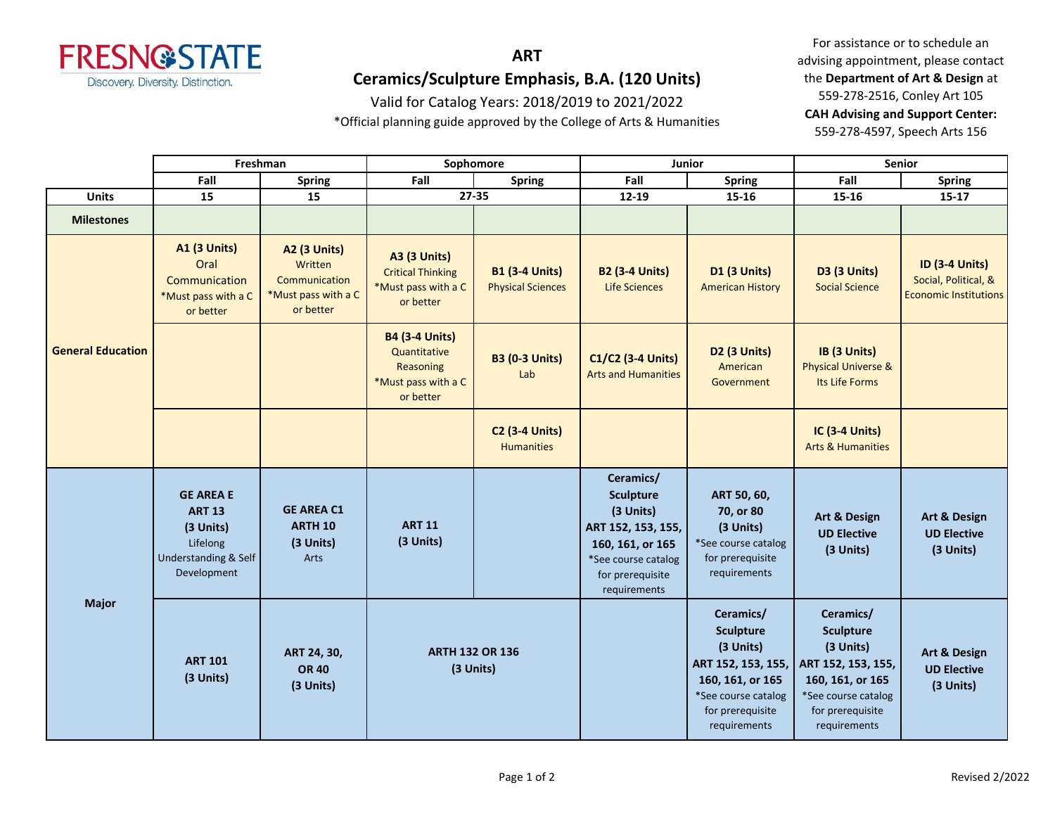# ART

## Ceramics/Sculpture Emphasis, B.A. (120 Units)

Valid for Catalog Years: 2018/2019 to 2021/2022

*Official planning guide approved by the College of Arts & Humanities

For assistance or to schedule an advising appointment, please contact the **Department of Art & Design** at 559-278-2516, Conley Art 105

**CAH Advising and Support Center:** 559-278-4597, Speech Arts 156

| | Freshman | | Sophomore | | Junior | | Senior | |
|---|---|---|---|---|---|---|---|---|
| | Fall | Spring | Fall | Spring | Fall | Spring | Fall | Spring |
| **Units** | 15 | 15 | 27-35 | | 12-19 | 15-16 | 15-16 | 15-17 |
| **Milestones** | | | | | | | | |
| **General Education** | **A1 (3 Units)** Oral Communication *Must pass with a C or better | **A2 (3 Units)** Written Communication *Must pass with a C or better | **A3 (3 Units)** Critical Thinking *Must pass with a C or better | **B1 (3-4 Units)** Physical Sciences | **B2 (3-4 Units)** Life Sciences | **D1 (3 Units)** American History | **D3 (3 Units)** Social Science | **ID (3-4 Units)** Social, Political, & Economic Institutions |
| | | | **B4 (3-4 Units)** Quantitative Reasoning *Must pass with a C or better | **B3 (0-3 Units)** Lab | **C1/C2 (3-4 Units)** Arts and Humanities | **D2 (3 Units)** American Government | **IB (3 Units)** Physical Universe & Its Life Forms | |
| | | | | **C2 (3-4 Units)** Humanities | | | **IC (3-4 Units)** Arts & Humanities | |
| **Major** | **GE AREA E ART 13 (3 Units)** Lifelong Understanding & Self Development | **GE AREA C1 ARTH 10 (3 Units)** Arts | **ART 11 (3 Units)** | | **Ceramics/ Sculpture (3 Units) ART 152, 153, 155, 160, 161, or 165** *See course catalog for prerequisite requirements | **ART 50, 60, 70, or 80 (3 Units)** *See course catalog for prerequisite requirements | **Art & Design UD Elective (3 Units)** | **Art & Design UD Elective (3 Units)** |
| | **ART 101 (3 Units)** | **ART 24, 30, OR 40 (3 Units)** | **ARTH 132 OR 136 (3 Units)** | | | **Ceramics/ Sculpture (3 Units) ART 152, 153, 155, 160, 161, or 165** *See course catalog for prerequisite requirements | **Ceramics/ Sculpture (3 Units) ART 152, 153, 155, 160, 161, or 165** *See course catalog for prerequisite requirements | **Art & Design UD Elective (3 Units)** |

Revised 2/2022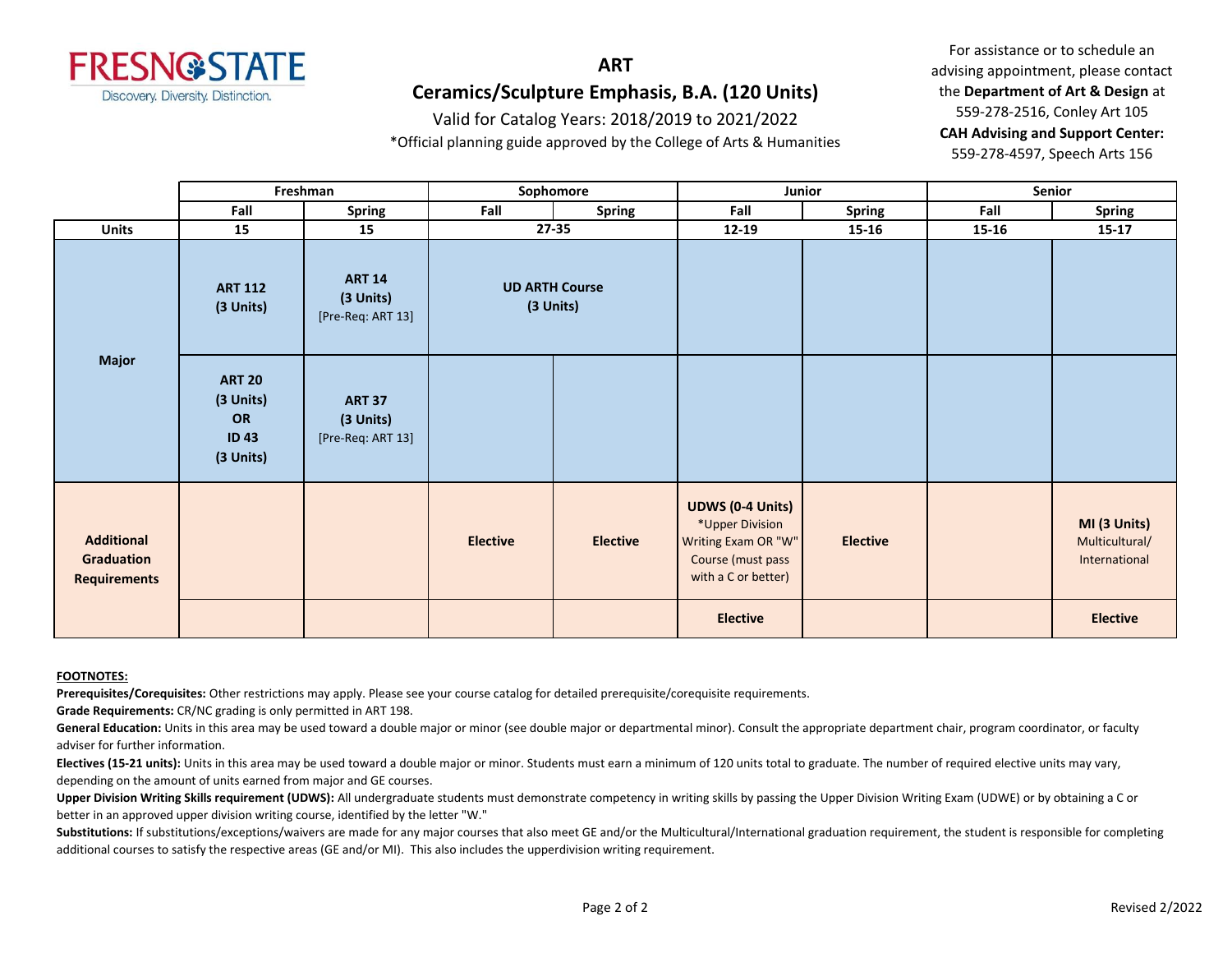# ART

## Ceramics/Sculpture Emphasis, B.A. (120 Units)

Valid for Catalog Years: 2018/2019 to 2021/2022

*Official planning guide approved by the College of Arts & Humanities

For assistance or to schedule an advising appointment, please contact the **Department of Art & Design** at 559-278-2516, Conley Art 105

**CAH Advising and Support Center:** 559-278-4597, Speech Arts 156

| | Freshman | | Sophomore | | Junior | | Senior | |
|---|---|---|---|---|---|---|---|---|
| | Fall | Spring | Fall | Spring | Fall | Spring | Fall | Spring |
| **Units** | 15 | 15 | 27-35 | | 12-19 | 15-16 | 15-16 | 15-17 |
| **Major** | **ART 112 (3 Units)** | **ART 14 (3 Units)** [Pre-Req: ART 13] | **UD ARTH Course (3 Units)** | | | | | |
| **Major** | **ART 20 (3 Units) OR ID 43 (3 Units)** | **ART 37 (3 Units)** [Pre-Req: ART 13] | | | | | | |
| **Additional Graduation Requirements** | | | **Elective** | **Elective** | **UDWS (0-4 Units)** *Upper Division Writing Exam OR "W" Course (must pass with a C or better) | **Elective** | | **MI (3 Units)** Multicultural/ International |
| **Additional Graduation Requirements** | | | | | **Elective** | | | **Elective** |

**FOOTNOTES:**

**Prerequisites/Corequisites:** Other restrictions may apply. Please see your course catalog for detailed prerequisite/corequisite requirements.

**Grade Requirements:** CR/NC grading is only permitted in ART 198.

**General Education:** Units in this area may be used toward a double major or minor (see double major or departmental minor). Consult the appropriate department chair, program coordinator, or faculty adviser for further information.

**Electives (15-21 units):** Units in this area may be used toward a double major or minor. Students must earn a minimum of 120 units total to graduate. The number of required elective units may vary, depending on the amount of units earned from major and GE courses.

**Upper Division Writing Skills requirement (UDWS):** All undergraduate students must demonstrate competency in writing skills by passing the Upper Division Writing Exam (UDWE) or by obtaining a C or better in an approved upper division writing course, identified by the letter "W."

**Substitutions:** If substitutions/exceptions/waivers are made for any major courses that also meet GE and/or the Multicultural/International graduation requirement, the student is responsible for completing additional courses to satisfy the respective areas (GE and/or MI). This also includes the upperdivision writing requirement.

Revised 2/2022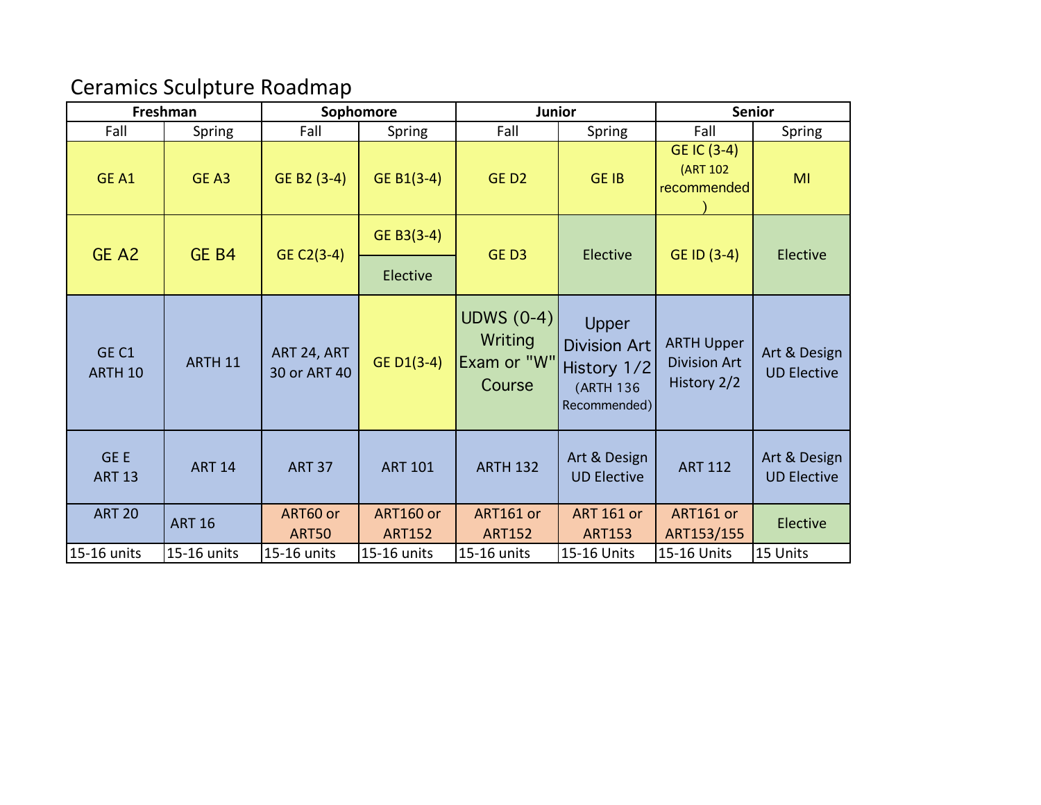# Ceramics Sculpture Roadmap

| Freshman | | Sophomore | | Junior | | Senior | |
|---|---|---|---|---|---|---|---|
| Fall | Spring | Fall | Spring | Fall | Spring | Fall | Spring |
| GE A1 | GE A3 | GE B2 (3-4) | GE B1(3-4) | GE D2 | GE IB | GE IC (3-4) (ART 102 recommended) | MI |
| GE A2 | GE B4 | GE C2(3-4) | GE B3(3-4)<br>Elective | GE D3 | Elective | GE ID (3-4) | Elective |
| GE C1<br>ARTH 10 | ARTH 11 | ART 24, ART 30 or ART 40 | GE D1(3-4) | UDWS (0-4) Writing Exam or "W" Course | Upper Division Art History 1/2 (ARTH 136 Recommended) | ARTH Upper Division Art History 2/2 | Art & Design UD Elective |
| GE E<br>ART 13 | ART 14 | ART 37 | ART 101 | ARTH 132 | Art & Design UD Elective | ART 112 | Art & Design UD Elective |
| ART 20 | ART 16 | ART60 or ART50 | ART160 or ART152 | ART161 or ART152 | ART 161 or ART153 | ART161 or ART153/155 | Elective |
| 15-16 units | 15-16 units | 15-16 units | 15-16 units | 15-16 units | 15-16 Units | 15-16 Units | 15 Units |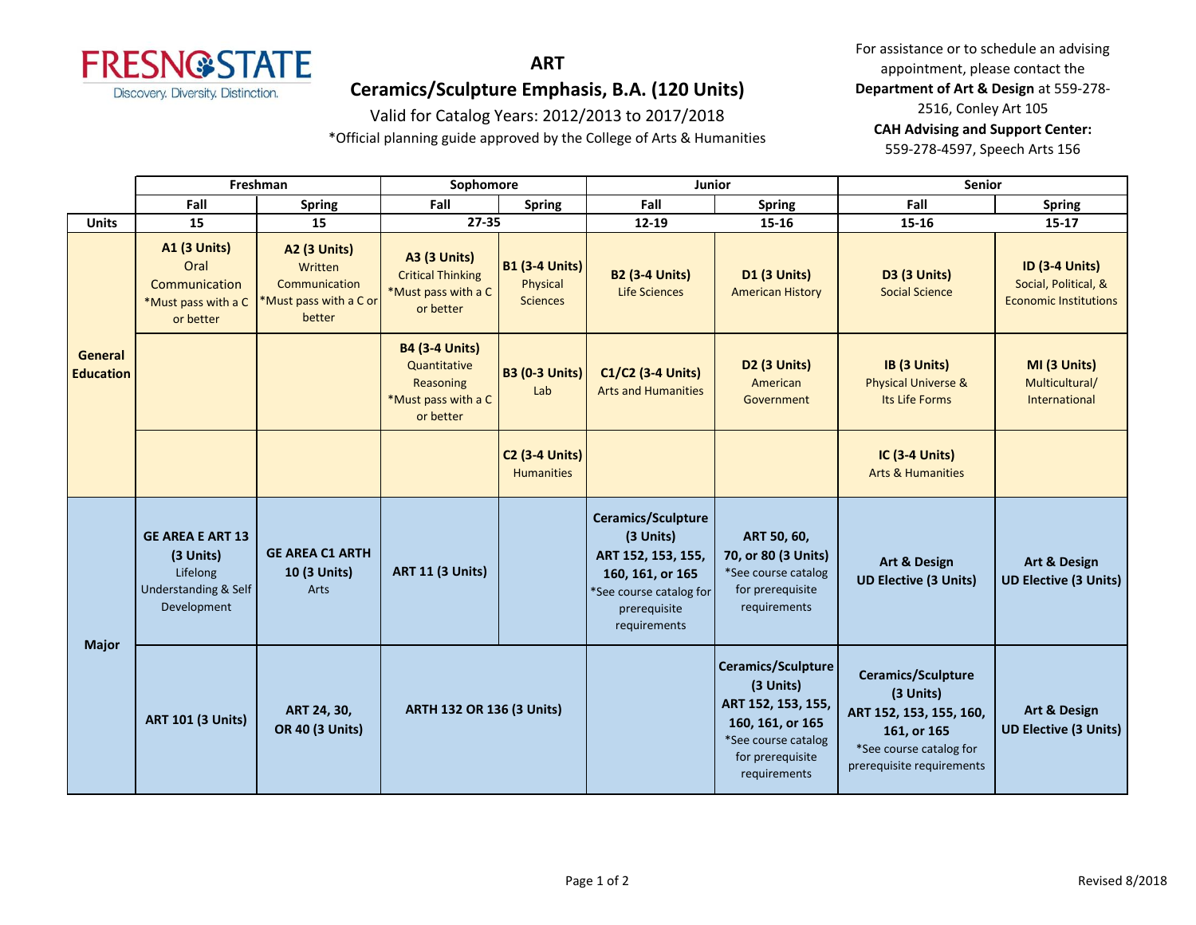# ART

## Ceramics/Sculpture Emphasis, B.A. (120 Units)

Valid for Catalog Years: 2012/2013 to 2017/2018

*Official planning guide approved by the College of Arts & Humanities

For assistance or to schedule an advising appointment, please contact the **Department of Art & Design** at 559-278-2516, Conley Art 105
**CAH Advising and Support Center:** 559-278-4597, Speech Arts 156

| | Freshman | | Sophomore | | Junior | | Senior | |
|---|---|---|---|---|---|---|---|---|
| | Fall | Spring | Fall | Spring | Fall | Spring | Fall | Spring |
| **Units** | 15 | 15 | 27-35 | | 12-19 | 15-16 | 15-16 | 15-17 |
| **General Education** | **A1 (3 Units)** Oral Communication *Must pass with a C or better | **A2 (3 Units)** Written Communication *Must pass with a C or better | **A3 (3 Units)** Critical Thinking *Must pass with a C or better | **B1 (3-4 Units)** Physical Sciences | **B2 (3-4 Units)** Life Sciences | **D1 (3 Units)** American History | **D3 (3 Units)** Social Science | **ID (3-4 Units)** Social, Political, & Economic Institutions |
| | | | **B4 (3-4 Units)** Quantitative Reasoning *Must pass with a C or better | **B3 (0-3 Units)** Lab | **C1/C2 (3-4 Units)** Arts and Humanities | **D2 (3 Units)** American Government | **IB (3 Units)** Physical Universe & Its Life Forms | **MI (3 Units)** Multicultural/ International |
| | | | | **C2 (3-4 Units)** Humanities | | | **IC (3-4 Units)** Arts & Humanities | |
| **Major** | **GE AREA E ART 13 (3 Units)** Lifelong Understanding & Self Development | **GE AREA C1 ARTH 10 (3 Units)** Arts | **ART 11 (3 Units)** | | **Ceramics/Sculpture (3 Units) ART 152, 153, 155, 160, 161, or 165** *See course catalog for prerequisite requirements | **ART 50, 60, 70, or 80 (3 Units)** *See course catalog for prerequisite requirements | **Art & Design UD Elective (3 Units)** | **Art & Design UD Elective (3 Units)** |
| | **ART 101 (3 Units)** | **ART 24, 30, OR 40 (3 Units)** | **ARTH 132 OR 136 (3 Units)** | | | **Ceramics/Sculpture (3 Units) ART 152, 153, 155, 160, 161, or 165** *See course catalog for prerequisite requirements | **Ceramics/Sculpture (3 Units) ART 152, 153, 155, 160, 161, or 165** *See course catalog for prerequisite requirements | **Art & Design UD Elective (3 Units)** |

Revised 8/2018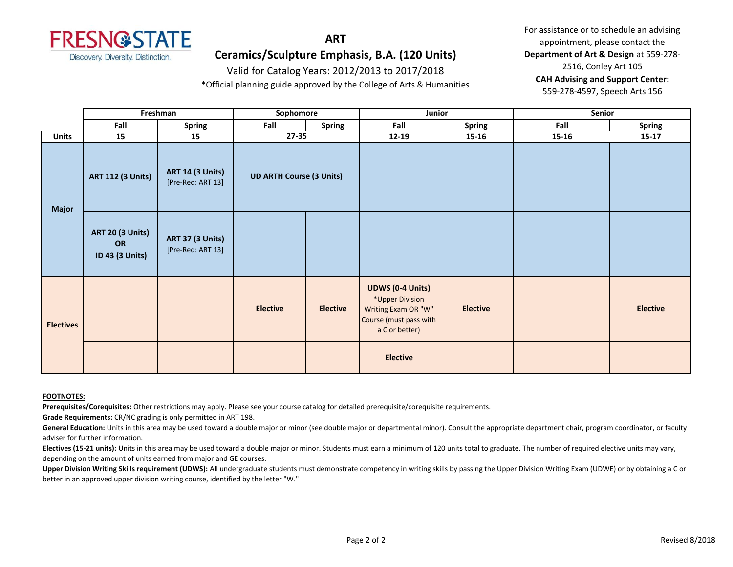# ART

## Ceramics/Sculpture Emphasis, B.A. (120 Units)

Valid for Catalog Years: 2012/2013 to 2017/2018

*Official planning guide approved by the College of Arts & Humanities

For assistance or to schedule an advising appointment, please contact the **Department of Art & Design** at 559-278-2516, Conley Art 105

**CAH Advising and Support Center:** 559-278-4597, Speech Arts 156

| | Freshman | | Sophomore | | Junior | | Senior | |
|---|---|---|---|---|---|---|---|---|
| | **Fall** | **Spring** | **Fall** | **Spring** | **Fall** | **Spring** | **Fall** | **Spring** |
| **Units** | **15** | **15** | **27-35** | | **12-19** | **15-16** | **15-16** | **15-17** |
| **Major** | **ART 112 (3 Units)** | **ART 14 (3 Units)** [Pre-Req: ART 13] | **UD ARTH Course (3 Units)** | | | | | |
| **Major** | **ART 20 (3 Units) OR ID 43 (3 Units)** | **ART 37 (3 Units)** [Pre-Req: ART 13] | | | | | | |
| **Electives** | | | **Elective** | **Elective** | **UDWS (0-4 Units)** *Upper Division Writing Exam OR "W" Course (must pass with a C or better) | **Elective** | | **Elective** |
| **Electives** | | | | | **Elective** | | | |

**FOOTNOTES:**

**Prerequisites/Corequisites:** Other restrictions may apply. Please see your course catalog for detailed prerequisite/corequisite requirements.

**Grade Requirements:** CR/NC grading is only permitted in ART 198.

**General Education:** Units in this area may be used toward a double major or minor (see double major or departmental minor). Consult the appropriate department chair, program coordinator, or faculty adviser for further information.

**Electives (15-21 units):** Units in this area may be used toward a double major or minor. Students must earn a minimum of 120 units total to graduate. The number of required elective units may vary, depending on the amount of units earned from major and GE courses.

**Upper Division Writing Skills requirement (UDWS):** All undergraduate students must demonstrate competency in writing skills by passing the Upper Division Writing Exam (UDWE) or by obtaining a C or better in an approved upper division writing course, identified by the letter "W."

Revised 8/2018